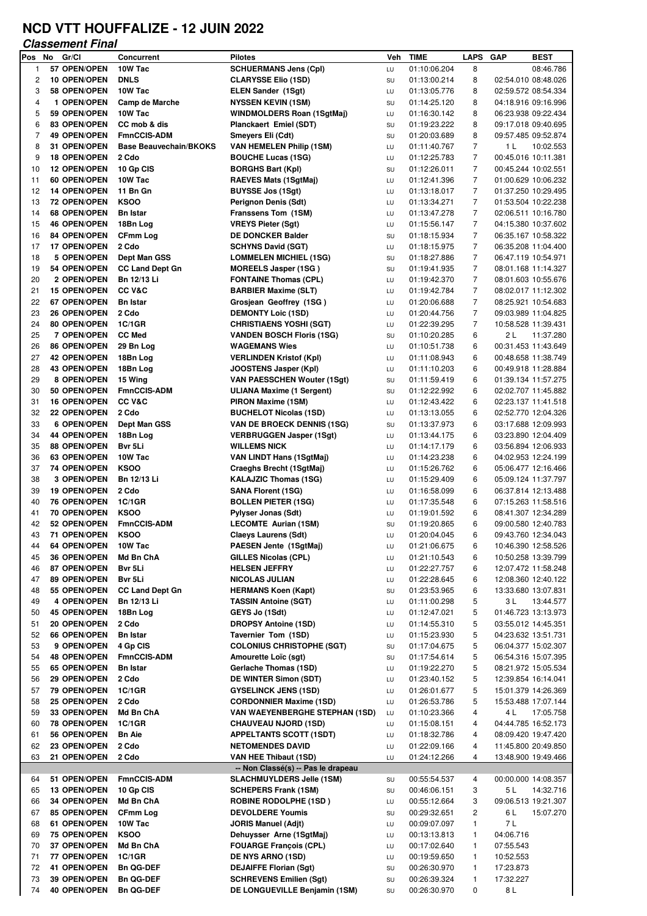# NCD VTT HOUFFALIZE - 12 JUIN 2022

***Classement Final***

| Pos | No | Gr/Cl | Concurrent | Pilotes | Veh | TIME | LAPS | GAP | BEST |
|---|---|---|---|---|---|---|---|---|---|
| 1 | 57 | OPEN/OPEN | 10W Tac | SCHUERMANS Jens (Cpl) | LU | 01:10:06.204 | 8 | | 08:46.786 |
| 2 | 10 | OPEN/OPEN | DNLS | CLARYSSE Elio (1SD) | SU | 01:13:00.214 | 8 | 02:54.010 | 08:48.026 |
| 3 | 58 | OPEN/OPEN | 10W Tac | ELEN Sander (1Sgt) | LU | 01:13:05.776 | 8 | 02:59.572 | 08:54.334 |
| 4 | 1 | OPEN/OPEN | Camp de Marche | NYSSEN KEVIN (1SM) | SU | 01:14:25.120 | 8 | 04:18.916 | 09:16.996 |
| 5 | 59 | OPEN/OPEN | 10W Tac | WINDMOLDERS Roan (1SgtMaj) | LU | 01:16:30.142 | 8 | 06:23.938 | 09:22.434 |
| 6 | 83 | OPEN/OPEN | CC mob & dis | Planckaert Emiel (SDT) | SU | 01:19:23.222 | 8 | 09:17.018 | 09:40.695 |
| 7 | 49 | OPEN/OPEN | FmnCCIS-ADM | Smeyers Eli (Cdt) | SU | 01:20:03.689 | 8 | 09:57.485 | 09:52.874 |
| 8 | 31 | OPEN/OPEN | Base Beauvechain/BKOKS | VAN HEMELEN Philip (1SM) | LU | 01:11:40.767 | 7 | 1 L | 10:02.553 |
| 9 | 18 | OPEN/OPEN | 2 Cdo | BOUCHE Lucas (1SG) | LU | 01:12:25.783 | 7 | 00:45.016 | 10:11.381 |
| 10 | 12 | OPEN/OPEN | 10 Gp CIS | BORGHS Bart (Kpl) | SU | 01:12:26.011 | 7 | 00:45.244 | 10:02.551 |
| 11 | 60 | OPEN/OPEN | 10W Tac | RAEVES Mats (1SgtMaj) | LU | 01:12:41.396 | 7 | 01:00.629 | 10:06.232 |
| 12 | 14 | OPEN/OPEN | 11 Bn Gn | BUYSSE Jos (1Sgt) | LU | 01:13:18.017 | 7 | 01:37.250 | 10:29.495 |
| 13 | 72 | OPEN/OPEN | KSOO | Perignon Denis (Sdt) | LU | 01:13:34.271 | 7 | 01:53.504 | 10:22.238 |
| 14 | 68 | OPEN/OPEN | Bn Istar | Franssens Tom (1SM) | LU | 01:13:47.278 | 7 | 02:06.511 | 10:16.780 |
| 15 | 46 | OPEN/OPEN | 18Bn Log | VREYS Pieter (Sgt) | LU | 01:15:56.147 | 7 | 04:15.380 | 10:37.602 |
| 16 | 84 | OPEN/OPEN | CFmm Log | DE DONCKER Balder | SU | 01:18:15.934 | 7 | 06:35.167 | 10:58.322 |
| 17 | 17 | OPEN/OPEN | 2 Cdo | SCHYNS David (SGT) | LU | 01:18:15.975 | 7 | 06:35.208 | 11:04.400 |
| 18 | 5 | OPEN/OPEN | Dept Man GSS | LOMMELEN MICHIEL (1SG) | SU | 01:18:27.886 | 7 | 06:47.119 | 10:54.971 |
| 19 | 54 | OPEN/OPEN | CC Land Dept Gn | MOREELS Jasper (1SG ) | SU | 01:19:41.935 | 7 | 08:01.168 | 11:14.327 |
| 20 | 2 | OPEN/OPEN | Bn 12/13 Li | FONTAINE Thomas (CPL) | LU | 01:19:42.370 | 7 | 08:01.603 | 10:55.676 |
| 21 | 15 | OPEN/OPEN | CC V&C | BARBIER Maxime (SLT) | LU | 01:19:42.784 | 7 | 08:02.017 | 11:12.302 |
| 22 | 67 | OPEN/OPEN | Bn Istar | Grosjean Geoffrey (1SG ) | LU | 01:20:06.688 | 7 | 08:25.921 | 10:54.683 |
| 23 | 26 | OPEN/OPEN | 2 Cdo | DEMONTY Loic (1SD) | LU | 01:20:44.756 | 7 | 09:03.989 | 11:04.825 |
| 24 | 80 | OPEN/OPEN | 1C/1GR | CHRISTIAENS YOSHI (SGT) | LU | 01:22:39.295 | 7 | 10:58.528 | 11:39.431 |
| 25 | 7 | OPEN/OPEN | CC Med | VANDEN BOSCH Floris (1SG) | SU | 01:10:20.285 | 6 | 2 L | 11:37.280 |
| 26 | 86 | OPEN/OPEN | 29 Bn Log | WAGEMANS Wies | LU | 01:10:51.738 | 6 | 00:31.453 | 11:43.649 |
| 27 | 42 | OPEN/OPEN | 18Bn Log | VERLINDEN Kristof (Kpl) | LU | 01:11:08.943 | 6 | 00:48.658 | 11:38.749 |
| 28 | 43 | OPEN/OPEN | 18Bn Log | JOOSTENS Jasper (Kpl) | LU | 01:11:10.203 | 6 | 00:49.918 | 11:28.884 |
| 29 | 8 | OPEN/OPEN | 15 Wing | VAN PAESSCHEN Wouter (1Sgt) | SU | 01:11:59.419 | 6 | 01:39.134 | 11:57.275 |
| 30 | 50 | OPEN/OPEN | FmnCCIS-ADM | ULIANA Maxime (1 Sergent) | SU | 01:12:22.992 | 6 | 02:02.707 | 11:45.882 |
| 31 | 16 | OPEN/OPEN | CC V&C | PIRON Maxime (1SM) | LU | 01:12:43.422 | 6 | 02:23.137 | 11:41.518 |
| 32 | 22 | OPEN/OPEN | 2 Cdo | BUCHELOT Nicolas (1SD) | LU | 01:13:13.055 | 6 | 02:52.770 | 12:04.326 |
| 33 | 6 | OPEN/OPEN | Dept Man GSS | VAN DE BROECK DENNIS (1SG) | SU | 01:13:37.973 | 6 | 03:17.688 | 12:09.993 |
| 34 | 44 | OPEN/OPEN | 18Bn Log | VERBRUGGEN Jasper (1Sgt) | LU | 01:13:44.175 | 6 | 03:23.890 | 12:04.409 |
| 35 | 88 | OPEN/OPEN | Bvr 5Li | WILLEMS NICK | LU | 01:14:17.179 | 6 | 03:56.894 | 12:06.933 |
| 36 | 63 | OPEN/OPEN | 10W Tac | VAN LINDT Hans (1SgtMaj) | LU | 01:14:23.238 | 6 | 04:02.953 | 12:24.199 |
| 37 | 74 | OPEN/OPEN | KSOO | Craeghs Brecht (1SgtMaj) | LU | 01:15:26.762 | 6 | 05:06.477 | 12:16.466 |
| 38 | 3 | OPEN/OPEN | Bn 12/13 Li | KALAJZIC Thomas (1SG) | LU | 01:15:29.409 | 6 | 05:09.124 | 11:37.797 |
| 39 | 19 | OPEN/OPEN | 2 Cdo | SANA Florent (1SG) | LU | 01:16:58.099 | 6 | 06:37.814 | 12:13.488 |
| 40 | 76 | OPEN/OPEN | 1C/1GR | BOLLEN PIETER (1SG) | LU | 01:17:35.548 | 6 | 07:15.263 | 11:58.516 |
| 41 | 70 | OPEN/OPEN | KSOO | Pylyser Jonas (Sdt) | LU | 01:19:01.592 | 6 | 08:41.307 | 12:34.289 |
| 42 | 52 | OPEN/OPEN | FmnCCIS-ADM | LECOMTE Aurian (1SM) | SU | 01:19:20.865 | 6 | 09:00.580 | 12:40.783 |
| 43 | 71 | OPEN/OPEN | KSOO | Claeys Laurens (Sdt) | LU | 01:20:04.045 | 6 | 09:43.760 | 12:34.043 |
| 44 | 64 | OPEN/OPEN | 10W Tac | PAESEN Jente (1SgtMaj) | LU | 01:21:06.675 | 6 | 10:46.390 | 12:58.526 |
| 45 | 36 | OPEN/OPEN | Md Bn ChA | GILLES Nicolas (CPL) | LU | 01:21:10.543 | 6 | 10:50.258 | 13:39.799 |
| 46 | 87 | OPEN/OPEN | Bvr 5Li | HELSEN JEFFRY | LU | 01:22:27.757 | 6 | 12:07.472 | 11:58.248 |
| 47 | 89 | OPEN/OPEN | Bvr 5Li | NICOLAS JULIAN | LU | 01:22:28.645 | 6 | 12:08.360 | 12:40.122 |
| 48 | 55 | OPEN/OPEN | CC Land Dept Gn | HERMANS Koen (Kapt) | SU | 01:23:53.965 | 6 | 13:33.680 | 13:07.831 |
| 49 | 4 | OPEN/OPEN | Bn 12/13 Li | TASSIN Antoine (SGT) | LU | 01:11:00.298 | 5 | 3 L | 13:44.577 |
| 50 | 45 | OPEN/OPEN | 18Bn Log | GEYS Jo (1Sdt) | LU | 01:12:47.021 | 5 | 01:46.723 | 13:13.973 |
| 51 | 20 | OPEN/OPEN | 2 Cdo | DROPSY Antoine (1SD) | LU | 01:14:55.310 | 5 | 03:55.012 | 14:45.351 |
| 52 | 66 | OPEN/OPEN | Bn Istar | Tavernier Tom (1SD) | LU | 01:15:23.930 | 5 | 04:23.632 | 13:51.731 |
| 53 | 9 | OPEN/OPEN | 4 Gp CIS | COLONIUS CHRISTOPHE (SGT) | SU | 01:17:04.675 | 5 | 06:04.377 | 15:02.307 |
| 54 | 48 | OPEN/OPEN | FmnCCIS-ADM | Amourette Loïc (sgt) | SU | 01:17:54.614 | 5 | 06:54.316 | 15:07.395 |
| 55 | 65 | OPEN/OPEN | Bn Istar | Gerlache Thomas (1SD) | LU | 01:19:22.270 | 5 | 08:21.972 | 15:05.534 |
| 56 | 29 | OPEN/OPEN | 2 Cdo | DE WINTER Simon (SDT) | LU | 01:23:40.152 | 5 | 12:39.854 | 16:14.041 |
| 57 | 79 | OPEN/OPEN | 1C/1GR | GYSELINCK JENS (1SD) | LU | 01:26:01.677 | 5 | 15:01.379 | 14:26.369 |
| 58 | 25 | OPEN/OPEN | 2 Cdo | CORDONNIER Maxime (1SD) | LU | 01:26:53.786 | 5 | 15:53.488 | 17:07.144 |
| 59 | 33 | OPEN/OPEN | Md Bn ChA | VAN WAEYENBERGHE STEPHAN (1SD) | LU | 01:10:23.366 | 4 | 4 L | 17:05.758 |
| 60 | 78 | OPEN/OPEN | 1C/1GR | CHAUVEAU NJORD (1SD) | LU | 01:15:08.151 | 4 | 04:44.785 | 16:52.173 |
| 61 | 56 | OPEN/OPEN | Bn Aie | APPELTANTS SCOTT (1SDT) | LU | 01:18:32.786 | 4 | 08:09.420 | 19:47.420 |
| 62 | 23 | OPEN/OPEN | 2 Cdo | NETOMENDES DAVID | LU | 01:22:09.166 | 4 | 11:45.800 | 20:49.850 |
| 63 | 21 | OPEN/OPEN | 2 Cdo | VAN HEE Thibaut (1SD) | LU | 01:24:12.266 | 4 | 13:48.900 | 19:49.466 |
| | | | | -- Non Classé(s) -- Pas le drapeau | | | | | |
| 64 | 51 | OPEN/OPEN | FmnCCIS-ADM | SLACHMUYLDERS Jelle (1SM) | SU | 00:55:54.537 | 4 | 00:00.000 | 14:08.357 |
| 65 | 13 | OPEN/OPEN | 10 Gp CIS | SCHEPERS Frank (1SM) | SU | 00:46:06.151 | 3 | 5 L | 14:32.716 |
| 66 | 34 | OPEN/OPEN | Md Bn ChA | ROBINE RODOLPHE (1SD ) | LU | 00:55:12.664 | 3 | 09:06.513 | 19:21.307 |
| 67 | 85 | OPEN/OPEN | CFmm Log | DEVOLDERE Youmis | SU | 00:29:32.651 | 2 | 6 L | 15:07.270 |
| 68 | 61 | OPEN/OPEN | 10W Tac | JORIS Manuel (Adjt) | LU | 00:09:07.097 | 1 | 7 L | |
| 69 | 75 | OPEN/OPEN | KSOO | Dehuysser Arne (1SgtMaj) | LU | 00:13:13.813 | 1 | 04:06.716 | |
| 70 | 37 | OPEN/OPEN | Md Bn ChA | FOUARGE François (CPL) | LU | 00:17:02.640 | 1 | 07:55.543 | |
| 71 | 77 | OPEN/OPEN | 1C/1GR | DE NYS ARNO (1SD) | LU | 00:19:59.650 | 1 | 10:52.553 | |
| 72 | 41 | OPEN/OPEN | Bn QG-DEF | DEJAIFFE Florian (Sgt) | SU | 00:26:30.970 | 1 | 17:23.873 | |
| 73 | 39 | OPEN/OPEN | Bn QG-DEF | SCHREVENS Emilien (Sgt) | SU | 00:26:39.324 | 1 | 17:32.227 | |
| 74 | 40 | OPEN/OPEN | Bn QG-DEF | DE LONGUEVILLE Benjamin (1SM) | SU | 00:26:30.970 | 0 | 8 L | |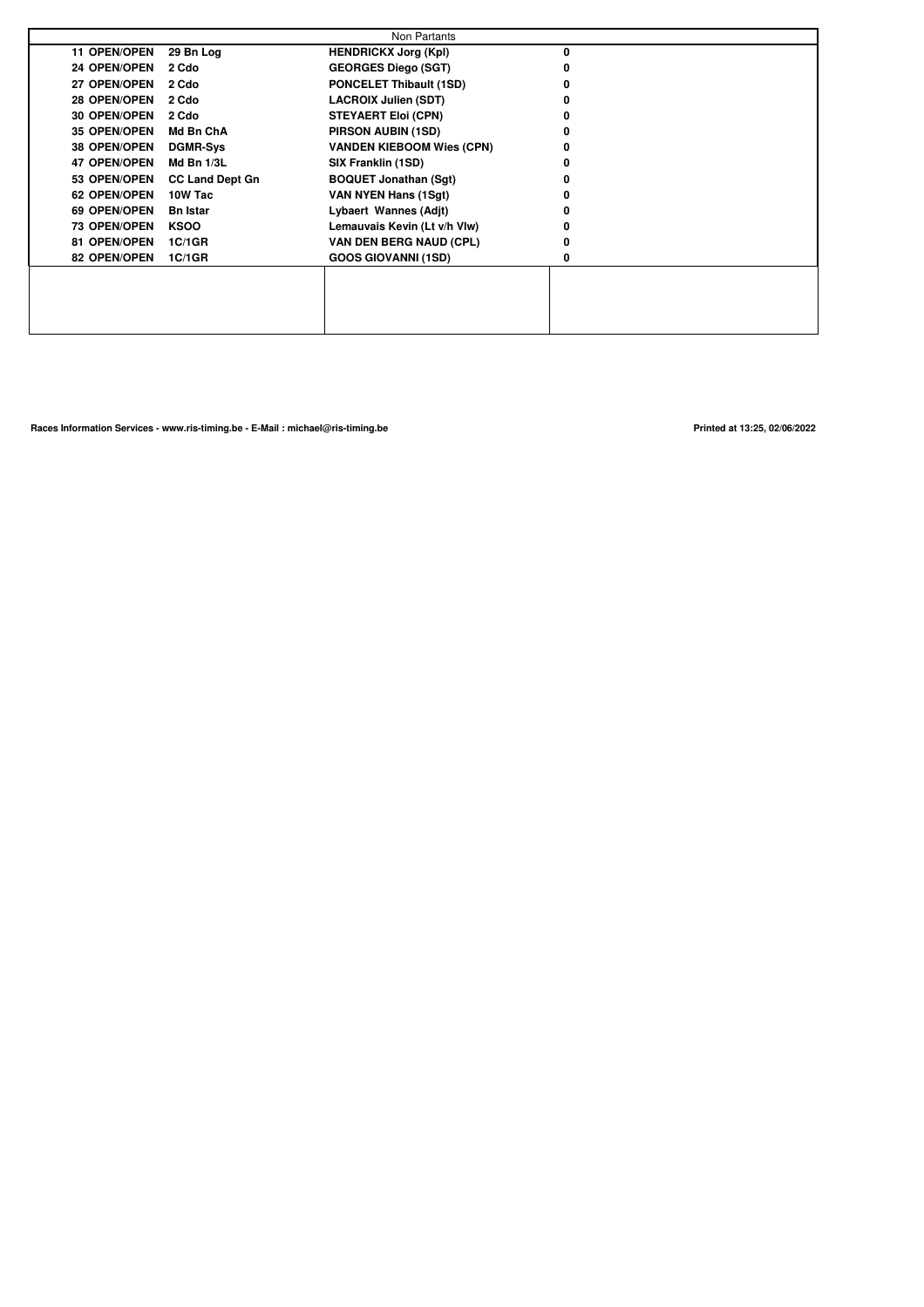| Non Partants | | | |
|---|---|---|---|
| 11 OPEN/OPEN | 29 Bn Log | HENDRICKX Jorg (Kpl) | 0 |
| 24 OPEN/OPEN | 2 Cdo | GEORGES Diego (SGT) | 0 |
| 27 OPEN/OPEN | 2 Cdo | PONCELET Thibault (1SD) | 0 |
| 28 OPEN/OPEN | 2 Cdo | LACROIX Julien (SDT) | 0 |
| 30 OPEN/OPEN | 2 Cdo | STEYAERT Eloi (CPN) | 0 |
| 35 OPEN/OPEN | Md Bn ChA | PIRSON AUBIN (1SD) | 0 |
| 38 OPEN/OPEN | DGMR-Sys | VANDEN KIEBOOM Wies (CPN) | 0 |
| 47 OPEN/OPEN | Md Bn 1/3L | SIX Franklin (1SD) | 0 |
| 53 OPEN/OPEN | CC Land Dept Gn | BOQUET Jonathan (Sgt) | 0 |
| 62 OPEN/OPEN | 10W Tac | VAN NYEN Hans (1Sgt) | 0 |
| 69 OPEN/OPEN | Bn Istar | Lybaert Wannes (Adjt) | 0 |
| 73 OPEN/OPEN | KSOO | Lemauvais Kevin (Lt v/h Vlw) | 0 |
| 81 OPEN/OPEN | 1C/1GR | VAN DEN BERG NAUD (CPL) | 0 |
| 82 OPEN/OPEN | 1C/1GR | GOOS GIOVANNI (1SD) | 0 |

Races Information Services - www.ris-timing.be - E-Mail : michael@ris-timing.be

Printed at 13:25, 02/06/2022